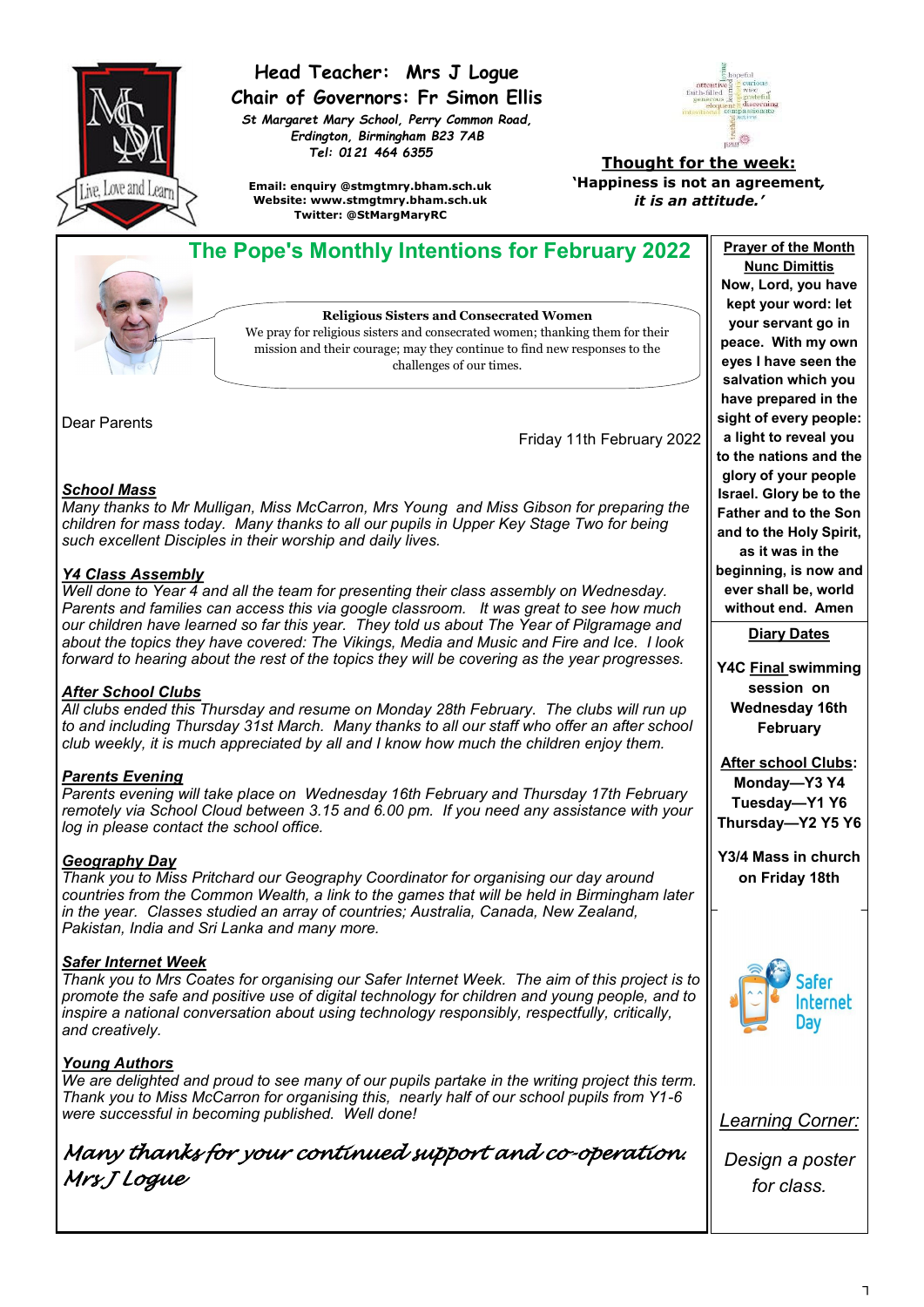**Head Teacher: Mrs J Logue**
**Chair of Governors: Fr Simon Ellis**

*St Margaret Mary School, Perry Common Road, Erdington, Birmingham B23 7AB*
*Tel: 0121 464 6355*

**Email: enquiry @stmgtmry.bham.sch.uk**
**Website: www.stmgtmry.bham.sch.uk**
**Twitter: @StMargMaryRC**

**Thought for the week:**
**'Happiness is not an agreement,**
***it is an attitude.'***

## The Pope's Monthly Intentions for February 2022

**Religious Sisters and Consecrated Women**

We pray for religious sisters and consecrated women; thanking them for their mission and their courage; may they continue to find new responses to the challenges of our times.

Dear Parents

Friday 11th February 2022

***School Mass***

*Many thanks to Mr Mulligan, Miss McCarron, Mrs Young and Miss Gibson for preparing the children for mass today. Many thanks to all our pupils in Upper Key Stage Two for being such excellent Disciples in their worship and daily lives.*

***Y4 Class Assembly***

*Well done to Year 4 and all the team for presenting their class assembly on Wednesday. Parents and families can access this via google classroom. It was great to see how much our children have learned so far this year. They told us about The Year of Pilgramage and about the topics they have covered: The Vikings, Media and Music and Fire and Ice. I look forward to hearing about the rest of the topics they will be covering as the year progresses.*

***After School Clubs***

*All clubs ended this Thursday and resume on Monday 28th February. The clubs will run up to and including Thursday 31st March. Many thanks to all our staff who offer an after school club weekly, it is much appreciated by all and I know how much the children enjoy them.*

***Parents Evening***

*Parents evening will take place on Wednesday 16th February and Thursday 17th February remotely via School Cloud between 3.15 and 6.00 pm. If you need any assistance with your log in please contact the school office.*

***Geography Day***

*Thank you to Miss Pritchard our Geography Coordinator for organising our day around countries from the Common Wealth, a link to the games that will be held in Birmingham later in the year. Classes studied an array of countries; Australia, Canada, New Zealand, Pakistan, India and Sri Lanka and many more.*

***Safer Internet Week***

*Thank you to Mrs Coates for organising our Safer Internet Week. The aim of this project is to promote the safe and positive use of digital technology for children and young people, and to inspire a national conversation about using technology responsibly, respectfully, critically, and creatively.*

***Young Authors***

*We are delighted and proud to see many of our pupils partake in the writing project this term. Thank you to Miss McCarron for organising this, nearly half of our school pupils from Y1-6 were successful in becoming published. Well done!*

*Many thanks for your continued support and co-operation.*
*Mrs J Logue*

**Prayer of the Month**
**Nunc Dimittis**

**Now, Lord, you have kept your word: let your servant go in peace. With my own eyes I have seen the salvation which you have prepared in the sight of every people: a light to reveal you to the nations and the glory of your people Israel. Glory be to the Father and to the Son and to the Holy Spirit, as it was in the beginning, is now and ever shall be, world without end. Amen**

**Diary Dates**

**Y4C Final swimming session on Wednesday 16th February**

**After school Clubs:**
**Monday—Y3 Y4**
**Tuesday—Y1 Y6**
**Thursday—Y2 Y5 Y6**

**Y3/4 Mass in church on Friday 18th**

Safer Internet Day

*Learning Corner:*

*Design a poster for class.*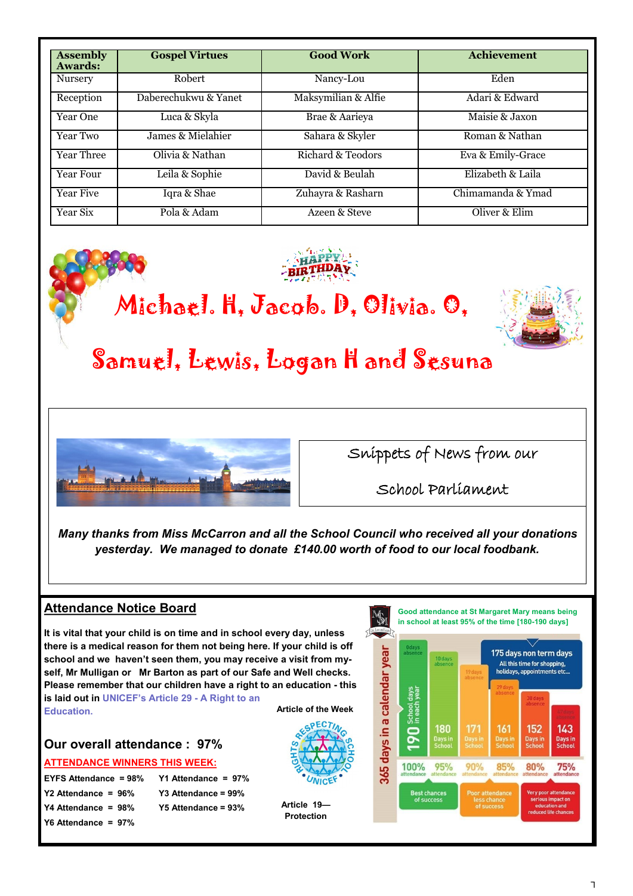| Assembly Awards: | Gospel Virtues | Good Work | Achievement |
|---|---|---|---|
| Nursery | Robert | Nancy-Lou | Eden |
| Reception | Daberechukwu & Yanet | Maksymilian & Alfie | Adari & Edward |
| Year One | Luca & Skyla | Brae & Aarieya | Maisie & Jaxon |
| Year Two | James & Mielahier | Sahara & Skyler | Roman & Nathan |
| Year Three | Olivia & Nathan | Richard & Teodors | Eva & Emily-Grace |
| Year Four | Leila & Sophie | David & Beulah | Elizabeth & Laila |
| Year Five | Iqra & Shae | Zuhayra & Rasharn | Chimamanda & Ymad |
| Year Six | Pola & Adam | Azeen & Steve | Oliver & Elim |

HAPPY BIRTHDAY

Michael. H, Jacob. D, Olivia. O,

Samuel, Lewis, Logan H and Sesuna

## Snippets of News from our School Parliament

***Many thanks from Miss McCarron and all the School Council who received all your donations yesterday. We managed to donate £140.00 worth of food to our local foodbank.***

## Attendance Notice Board

**It is vital that your child is on time and in school every day, unless there is a medical reason for them not being here. If your child is off school and we haven't seen them, you may receive a visit from myself, Mr Mulligan or Mr Barton as part of our Safe and Well checks. Please remember that our children have a right to an education - this is laid out in UNICEF's Article 29 - A Right to an Education.**

**Article of the Week**

**Article 19— Protection**

### Our overall attendance : 97%

**ATTENDANCE WINNERS THIS WEEK:**

**EYFS Attendance = 98%**
**Y1 Attendance = 97%**
**Y2 Attendance = 96%**
**Y3 Attendance = 99%**
**Y4 Attendance = 98%**
**Y5 Attendance = 93%**
**Y6 Attendance = 97%**

Good attendance at St Margaret Mary means being in school at least 95% of the time [180-190 days]

365 days in a calendar year

190 School days in each year

175 days non term days
All this time for shopping, holidays, appointments etc...

0 days absence
10 days absence
19 days absence
29 days absence
38 days absence
47 days absence

180 Days in School
171 Days in School
161 Days in School
152 Days in School
143 Days in School

100% attendance
95% attendance
90% attendance
85% attendance
80% attendance
75% attendance

Best chances of success
Poor attendance less chance of success
Very poor attendance serious impact on education and reduced life chances